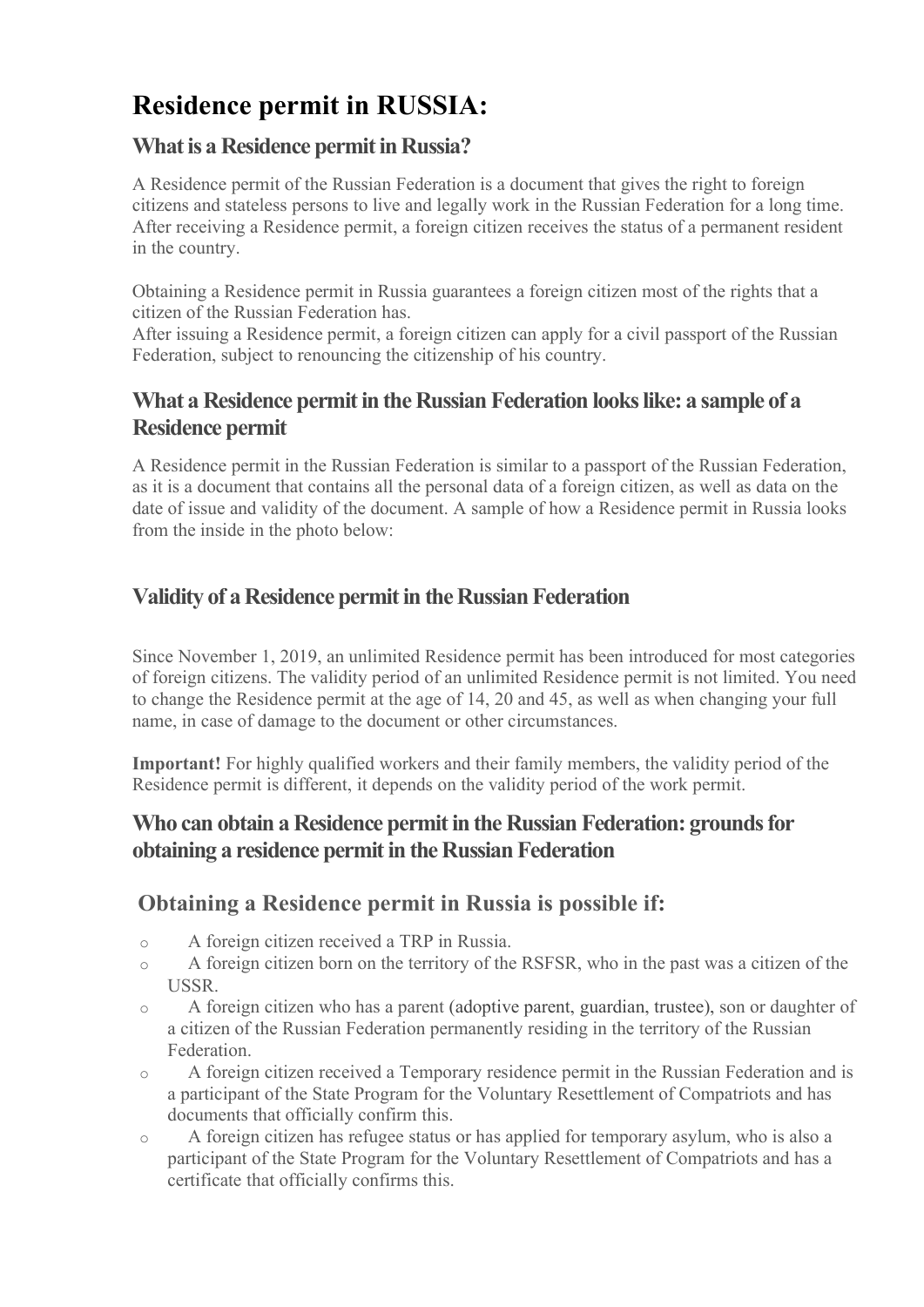# Residence permit in RUSSIA:

## What is a Residence permit in Russia?

A Residence permit of the Russian Federation is a document that gives the right to foreign citizens and stateless persons to live and legally work in the Russian Federation for a long time. After receiving a Residence permit, a foreign citizen receives the status of a permanent resident in the country.

Obtaining a Residence permit in Russia guarantees a foreign citizen most of the rights that a citizen of the Russian Federation has.
After issuing a Residence permit, a foreign citizen can apply for a civil passport of the Russian Federation, subject to renouncing the citizenship of his country.

## What a Residence permit in the Russian Federation looks like: a sample of a Residence permit

A Residence permit in the Russian Federation is similar to a passport of the Russian Federation, as it is a document that contains all the personal data of a foreign citizen, as well as data on the date of issue and validity of the document. A sample of how a Residence permit in Russia looks from the inside in the photo below:

## Validity of a Residence permit in the Russian Federation

Since November 1, 2019, an unlimited Residence permit has been introduced for most categories of foreign citizens. The validity period of an unlimited Residence permit is not limited. You need to change the Residence permit at the age of 14, 20 and 45, as well as when changing your full name, in case of damage to the document or other circumstances.

**Important!** For highly qualified workers and their family members, the validity period of the Residence permit is different, it depends on the validity period of the work permit.

## Who can obtain a Residence permit in the Russian Federation: grounds for obtaining a residence permit in the Russian Federation

### Obtaining a Residence permit in Russia is possible if:

- A foreign citizen received a TRP in Russia.
- A foreign citizen born on the territory of the RSFSR, who in the past was a citizen of the USSR.
- A foreign citizen who has a parent (adoptive parent, guardian, trustee), son or daughter of a citizen of the Russian Federation permanently residing in the territory of the Russian Federation.
- A foreign citizen received a Temporary residence permit in the Russian Federation and is a participant of the State Program for the Voluntary Resettlement of Compatriots and has documents that officially confirm this.
- A foreign citizen has refugee status or has applied for temporary asylum, who is also a participant of the State Program for the Voluntary Resettlement of Compatriots and has a certificate that officially confirms this.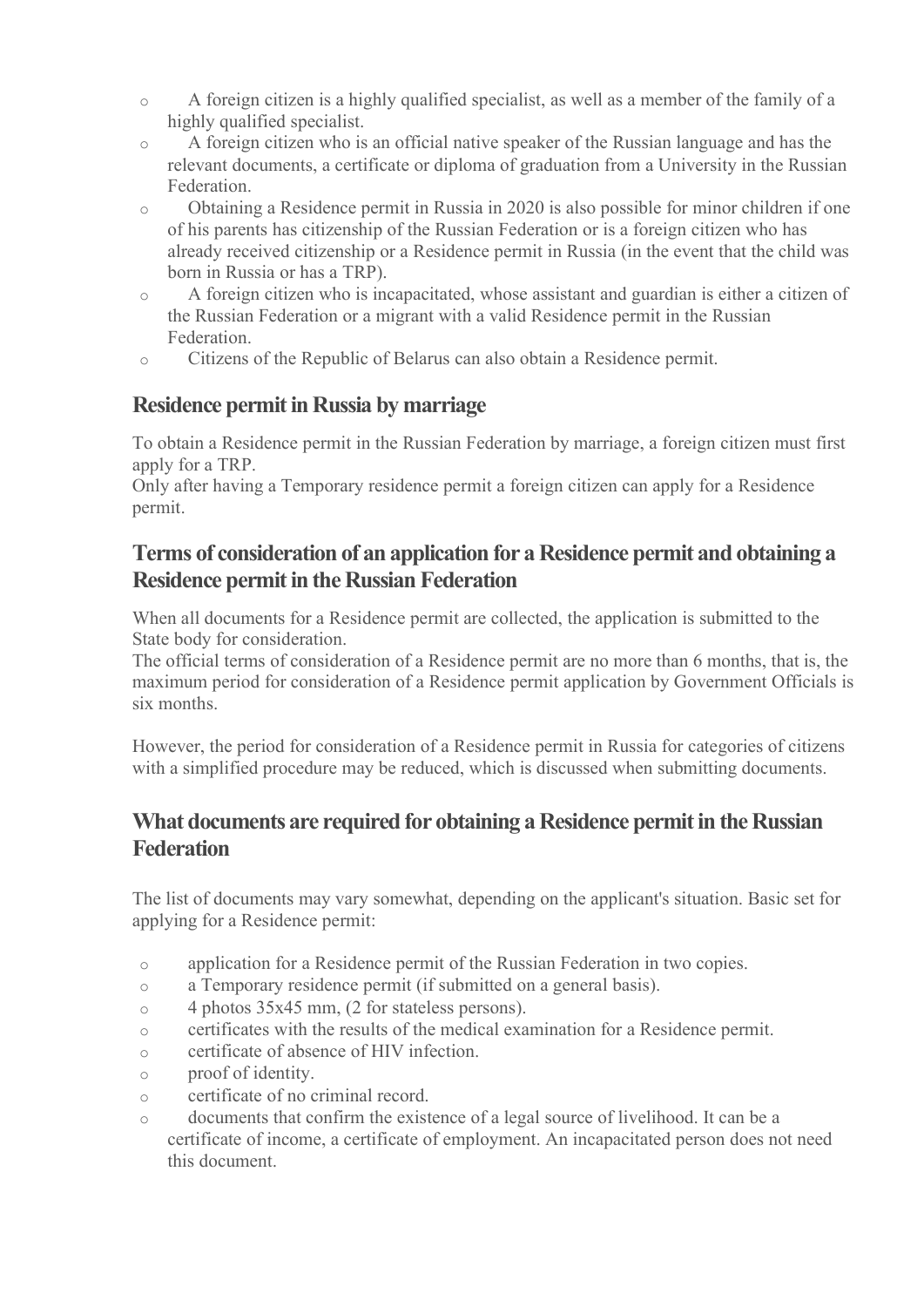- A foreign citizen is a highly qualified specialist, as well as a member of the family of a highly qualified specialist.
- A foreign citizen who is an official native speaker of the Russian language and has the relevant documents, a certificate or diploma of graduation from a University in the Russian Federation.
- Obtaining a Residence permit in Russia in 2020 is also possible for minor children if one of his parents has citizenship of the Russian Federation or is a foreign citizen who has already received citizenship or a Residence permit in Russia (in the event that the child was born in Russia or has a TRP).
- A foreign citizen who is incapacitated, whose assistant and guardian is either a citizen of the Russian Federation or a migrant with a valid Residence permit in the Russian Federation.
- Citizens of the Republic of Belarus can also obtain a Residence permit.

## Residence permit in Russia by marriage

To obtain a Residence permit in the Russian Federation by marriage, a foreign citizen must first apply for a TRP.
Only after having a Temporary residence permit a foreign citizen can apply for a Residence permit.

## Terms of consideration of an application for a Residence permit and obtaining a Residence permit in the Russian Federation

When all documents for a Residence permit are collected, the application is submitted to the State body for consideration.
The official terms of consideration of a Residence permit are no more than 6 months, that is, the maximum period for consideration of a Residence permit application by Government Officials is six months.

However, the period for consideration of a Residence permit in Russia for categories of citizens with a simplified procedure may be reduced, which is discussed when submitting documents.

## What documents are required for obtaining a Residence permit in the Russian Federation

The list of documents may vary somewhat, depending on the applicant's situation. Basic set for applying for a Residence permit:

- application for a Residence permit of the Russian Federation in two copies.
- a Temporary residence permit (if submitted on a general basis).
- 4 photos 35x45 mm, (2 for stateless persons).
- certificates with the results of the medical examination for a Residence permit.
- certificate of absence of HIV infection.
- proof of identity.
- certificate of no criminal record.
- documents that confirm the existence of a legal source of livelihood. It can be a certificate of income, a certificate of employment. An incapacitated person does not need this document.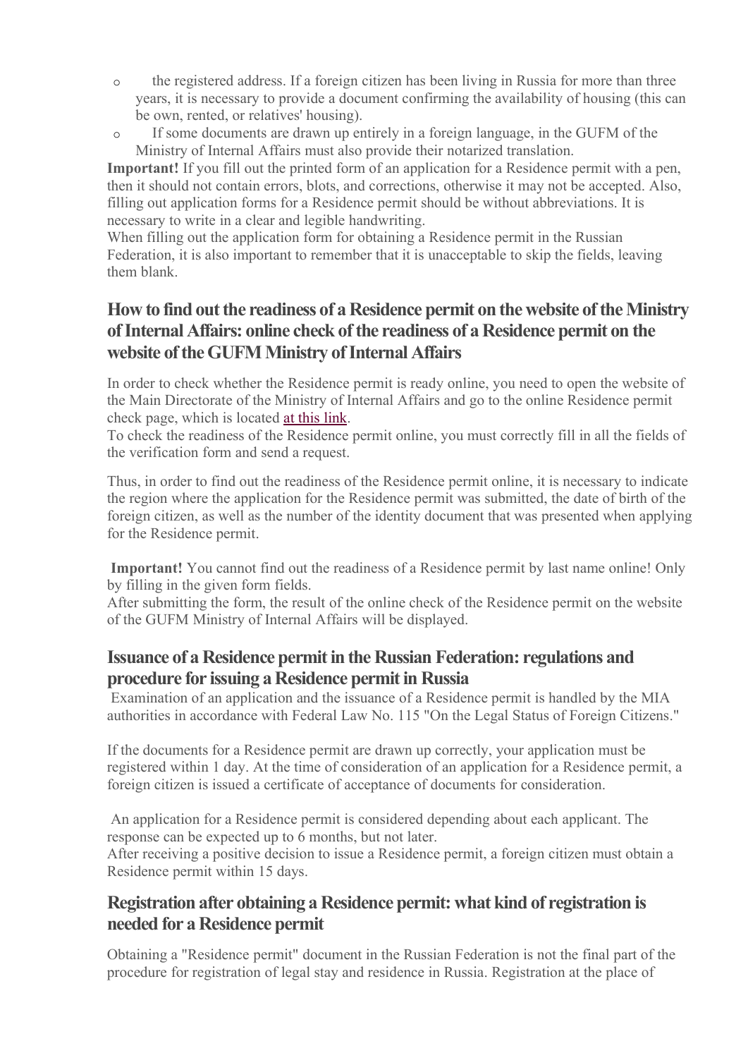- the registered address. If a foreign citizen has been living in Russia for more than three years, it is necessary to provide a document confirming the availability of housing (this can be own, rented, or relatives' housing).
- If some documents are drawn up entirely in a foreign language, in the GUFM of the Ministry of Internal Affairs must also provide their notarized translation.

**Important!** If you fill out the printed form of an application for a Residence permit with a pen, then it should not contain errors, blots, and corrections, otherwise it may not be accepted. Also, filling out application forms for a Residence permit should be without abbreviations. It is necessary to write in a clear and legible handwriting.
When filling out the application form for obtaining a Residence permit in the Russian Federation, it is also important to remember that it is unacceptable to skip the fields, leaving them blank.

## How to find out the readiness of a Residence permit on the website of the Ministry of Internal Affairs: online check of the readiness of a Residence permit on the website of the GUFM Ministry of Internal Affairs

In order to check whether the Residence permit is ready online, you need to open the website of the Main Directorate of the Ministry of Internal Affairs and go to the online Residence permit check page, which is located at this link.
To check the readiness of the Residence permit online, you must correctly fill in all the fields of the verification form and send a request.

Thus, in order to find out the readiness of the Residence permit online, it is necessary to indicate the region where the application for the Residence permit was submitted, the date of birth of the foreign citizen, as well as the number of the identity document that was presented when applying for the Residence permit.

**Important!** You cannot find out the readiness of a Residence permit by last name online! Only by filling in the given form fields.
After submitting the form, the result of the online check of the Residence permit on the website of the GUFM Ministry of Internal Affairs will be displayed.

## Issuance of a Residence permit in the Russian Federation: regulations and procedure for issuing a Residence permit in Russia

Examination of an application and the issuance of a Residence permit is handled by the MIA authorities in accordance with Federal Law No. 115 "On the Legal Status of Foreign Citizens."

If the documents for a Residence permit are drawn up correctly, your application must be registered within 1 day. At the time of consideration of an application for a Residence permit, a foreign citizen is issued a certificate of acceptance of documents for consideration.

An application for a Residence permit is considered depending about each applicant. The response can be expected up to 6 months, but not later.
After receiving a positive decision to issue a Residence permit, a foreign citizen must obtain a Residence permit within 15 days.

## Registration after obtaining a Residence permit: what kind of registration is needed for a Residence permit

Obtaining a "Residence permit" document in the Russian Federation is not the final part of the procedure for registration of legal stay and residence in Russia. Registration at the place of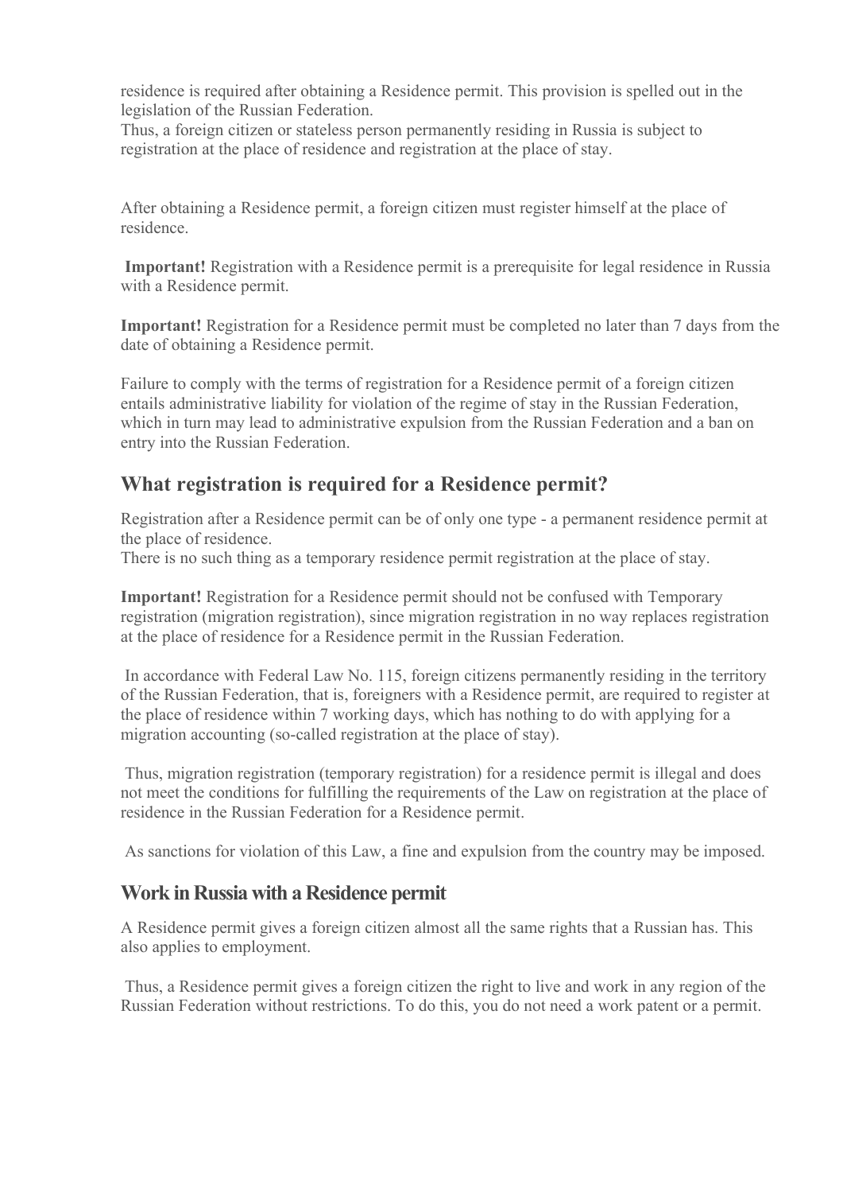residence is required after obtaining a Residence permit. This provision is spelled out in the legislation of the Russian Federation.
Thus, a foreign citizen or stateless person permanently residing in Russia is subject to registration at the place of residence and registration at the place of stay.

After obtaining a Residence permit, a foreign citizen must register himself at the place of residence.

**Important!** Registration with a Residence permit is a prerequisite for legal residence in Russia with a Residence permit.

**Important!** Registration for a Residence permit must be completed no later than 7 days from the date of obtaining a Residence permit.

Failure to comply with the terms of registration for a Residence permit of a foreign citizen entails administrative liability for violation of the regime of stay in the Russian Federation, which in turn may lead to administrative expulsion from the Russian Federation and a ban on entry into the Russian Federation.

## What registration is required for a Residence permit?

Registration after a Residence permit can be of only one type - a permanent residence permit at the place of residence.
There is no such thing as a temporary residence permit registration at the place of stay.

**Important!** Registration for a Residence permit should not be confused with Temporary registration (migration registration), since migration registration in no way replaces registration at the place of residence for a Residence permit in the Russian Federation.

In accordance with Federal Law No. 115, foreign citizens permanently residing in the territory of the Russian Federation, that is, foreigners with a Residence permit, are required to register at the place of residence within 7 working days, which has nothing to do with applying for a migration accounting (so-called registration at the place of stay).

Thus, migration registration (temporary registration) for a residence permit is illegal and does not meet the conditions for fulfilling the requirements of the Law on registration at the place of residence in the Russian Federation for a Residence permit.

As sanctions for violation of this Law, a fine and expulsion from the country may be imposed.

## Work in Russia with a Residence permit

A Residence permit gives a foreign citizen almost all the same rights that a Russian has. This also applies to employment.

Thus, a Residence permit gives a foreign citizen the right to live and work in any region of the Russian Federation without restrictions. To do this, you do not need a work patent or a permit.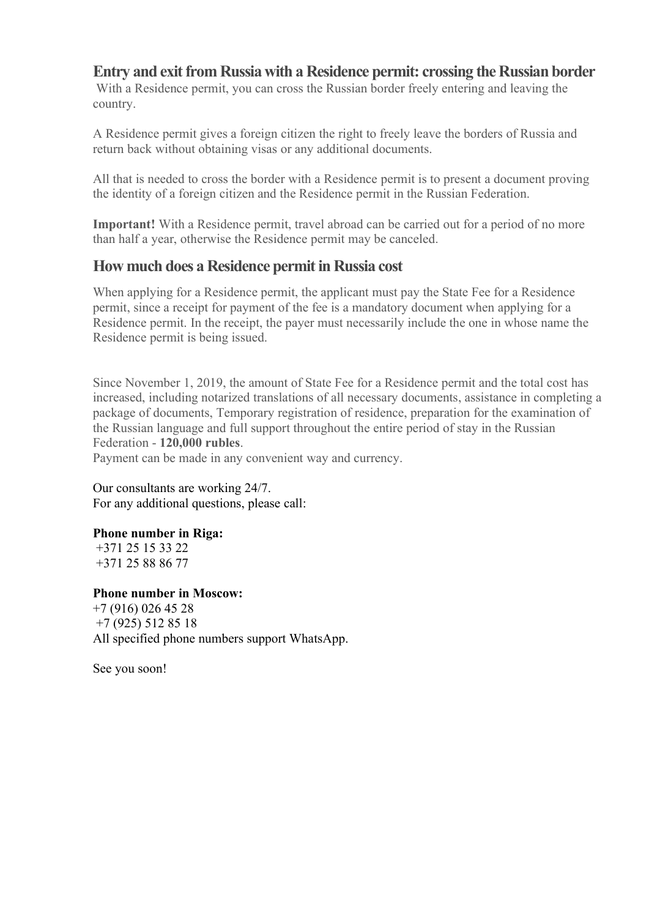## Entry and exit from Russia with a Residence permit: crossing the Russian border

With a Residence permit, you can cross the Russian border freely entering and leaving the country.

A Residence permit gives a foreign citizen the right to freely leave the borders of Russia and return back without obtaining visas or any additional documents.

All that is needed to cross the border with a Residence permit is to present a document proving the identity of a foreign citizen and the Residence permit in the Russian Federation.

**Important!** With a Residence permit, travel abroad can be carried out for a period of no more than half a year, otherwise the Residence permit may be canceled.

## How much does a Residence permit in Russia cost

When applying for a Residence permit, the applicant must pay the State Fee for a Residence permit, since a receipt for payment of the fee is a mandatory document when applying for a Residence permit. In the receipt, the payer must necessarily include the one in whose name the Residence permit is being issued.

Since November 1, 2019, the amount of State Fee for a Residence permit and the total cost has increased, including notarized translations of all necessary documents, assistance in completing a package of documents, Temporary registration of residence, preparation for the examination of the Russian language and full support throughout the entire period of stay in the Russian Federation - **120,000 rubles**.
Payment can be made in any convenient way and currency.

Our consultants are working 24/7.
For any additional questions, please call:

**Phone number in Riga:**
+371 25 15 33 22
+371 25 88 86 77

**Phone number in Moscow:**
+7 (916) 026 45 28
+7 (925) 512 85 18
All specified phone numbers support WhatsApp.

See you soon!